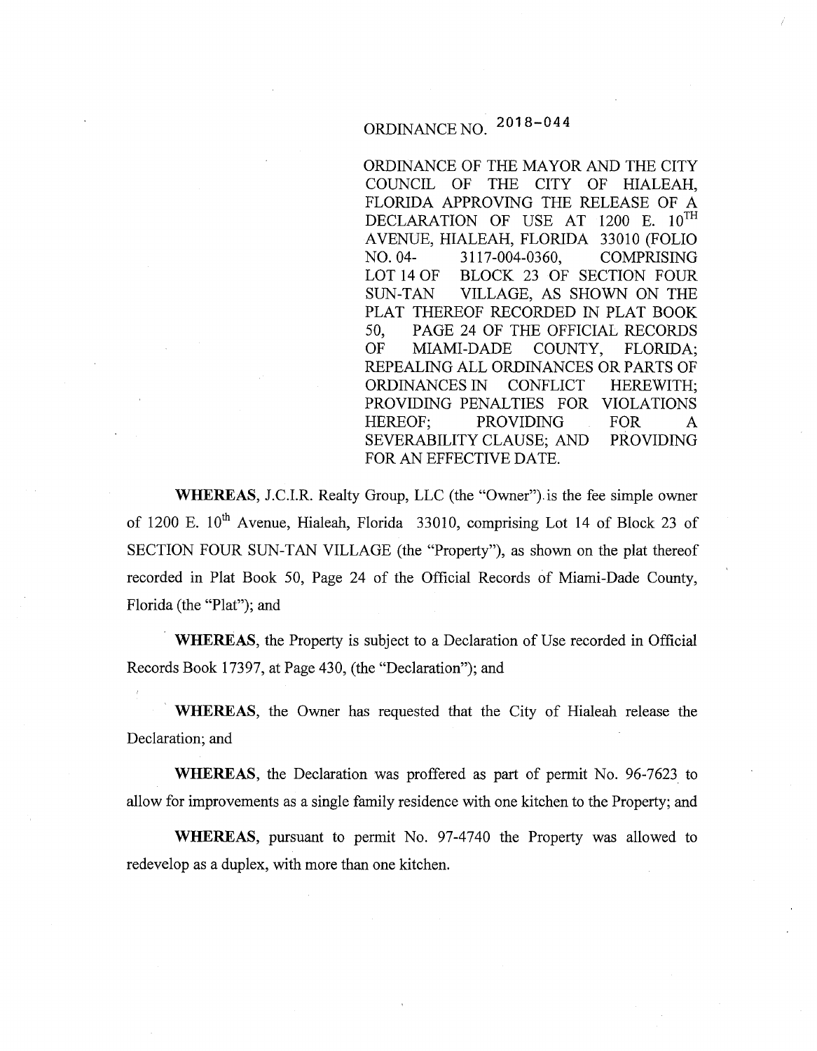# ORDINANCE NO. 2018-044

ORDINANCE OF THE MAYOR AND THE CITY COUNCIL OF THE CITY OF HIALEAH, FLORIDA APPROVING THE RELEASE OF A DECLARATION OF USE AT 1200 E. 10TH AVENUE, HIALEAH, FLORIDA 33010 (FOLIO NO. 04- 3117-004-0360, COMPRISING LOT 14 OF BLOCK 23 OF SECTION FOUR SUN-TAN VILLAGE, AS SHOWN ON THE PLAT THEREOF RECORDED IN PLAT BOOK 50, PAGE 24 OF THE OFFICIAL RECORDS OF MIAMI-DADE COUNTY, FLORIDA; REPEALING ALL ORDINANCES OR PARTS OF ORDINANCES IN CONFLICT HEREWITH; PROVIDING PENALTIES FOR VIOLATIONS HEREOF; PROVIDING FOR A SEVERABILITY CLAUSE; AND PROVIDING FOR AN EFFECTIVE DATE.

**WHEREAS**, J.C.I.R. Realty Group, LLC (the "Owner") is the fee simple owner of 1200 E. 10th Avenue, Hialeah, Florida 33010, comprising Lot 14 of Block 23 of SECTION FOUR SUN-TAN VILLAGE (the "Property"), as shown on the plat thereof recorded in Plat Book 50, Page 24 of the Official Records of Miami-Dade County, Florida (the "Plat"); and

**WHEREAS**, the Property is subject to a Declaration of Use recorded in Official Records Book 17397, at Page 430, (the "Declaration"); and

**WHEREAS**, the Owner has requested that the City of Hialeah release the Declaration; and

**WHEREAS**, the Declaration was proffered as part of permit No. 96-7623 to allow for improvements as a single family residence with one kitchen to the Property; and

**WHEREAS**, pursuant to permit No. 97-4740 the Property was allowed to redevelop as a duplex, with more than one kitchen.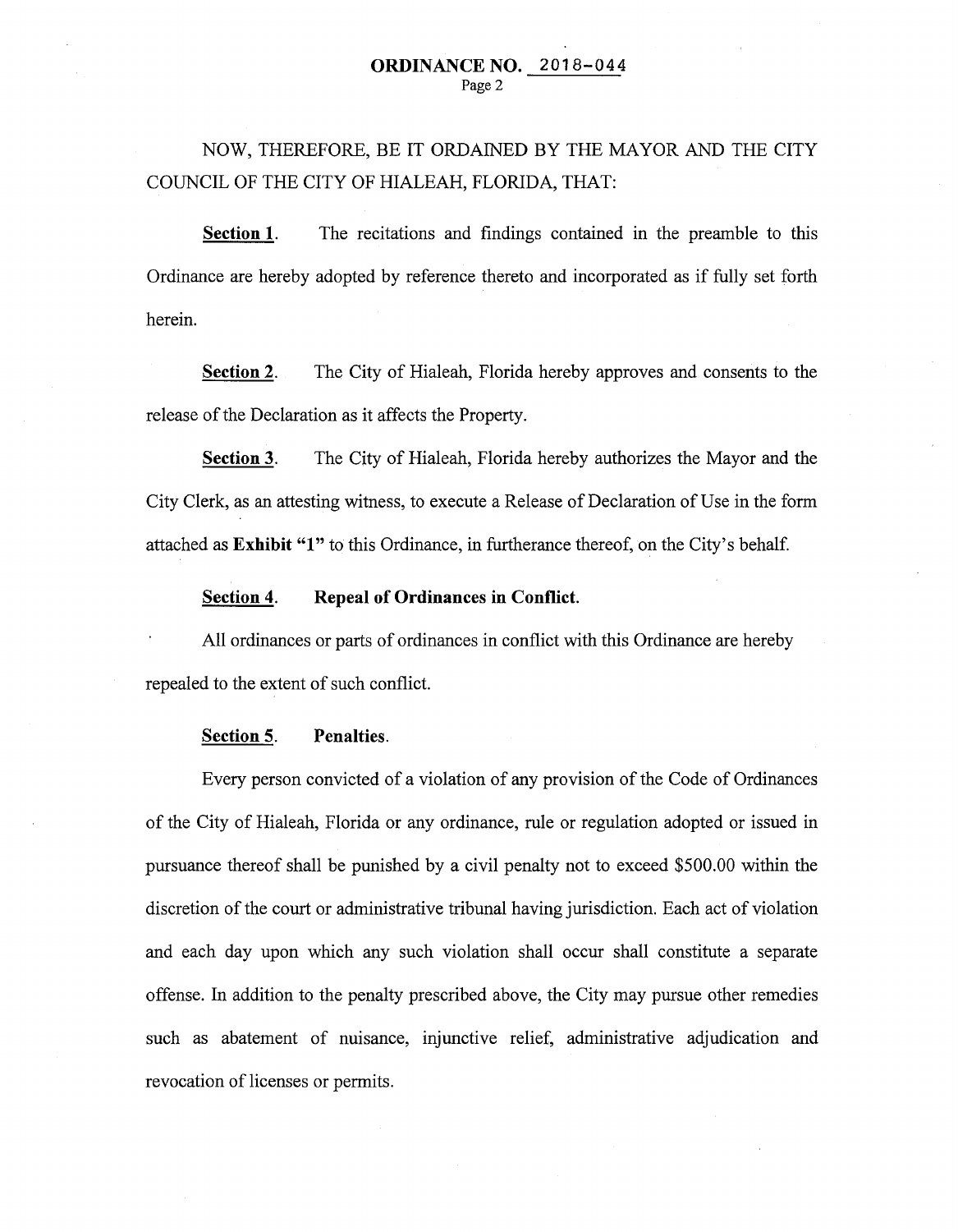NOW, THEREFORE, BE IT ORDAINED BY THE MAYOR AND THE CITY COUNCIL OF THE CITY OF HIALEAH, FLORIDA, THAT:

**Section 1**. The recitations and findings contained in the preamble to this Ordinance are hereby adopted by reference thereto and incorporated as if fully set forth herein.

**Section 2**. The City of Hialeah, Florida hereby approves and consents to the release of the Declaration as it affects the Property.

**Section 3**. The City of Hialeah, Florida hereby authorizes the Mayor and the City Clerk, as an attesting witness, to execute a Release of Declaration of Use in the form attached as **Exhibit "1"** to this Ordinance, in furtherance thereof, on the City's behalf.

**Section 4. Repeal of Ordinances in Conflict.**

All ordinances or parts of ordinances in conflict with this Ordinance are hereby repealed to the extent of such conflict.

**Section 5. Penalties.**

Every person convicted of a violation of any provision of the Code of Ordinances of the City of Hialeah, Florida or any ordinance, rule or regulation adopted or issued in pursuance thereof shall be punished by a civil penalty not to exceed $500.00 within the discretion of the court or administrative tribunal having jurisdiction. Each act of violation and each day upon which any such violation shall occur shall constitute a separate offense. In addition to the penalty prescribed above, the City may pursue other remedies such as abatement of nuisance, injunctive relief, administrative adjudication and revocation of licenses or permits.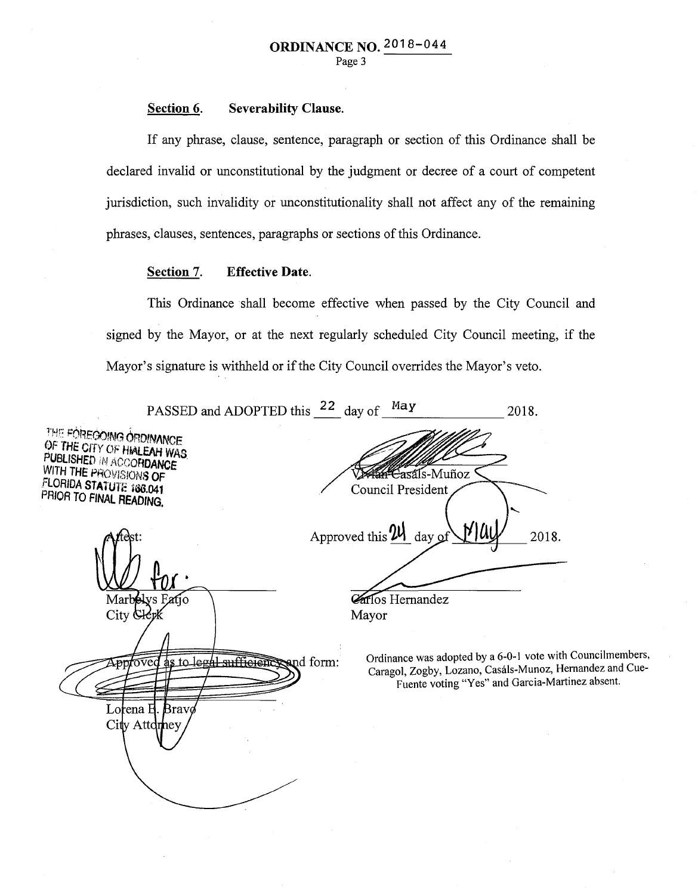**ORDINANCE NO. 2018-044**

**Section 6. Severability Clause.**

If any phrase, clause, sentence, paragraph or section of this Ordinance shall be declared invalid or unconstitutional by the judgment or decree of a court of competent jurisdiction, such invalidity or unconstitutionality shall not affect any of the remaining phrases, clauses, sentences, paragraphs or sections of this Ordinance.

**Section 7. Effective Date.**

This Ordinance shall become effective when passed by the City Council and signed by the Mayor, or at the next regularly scheduled City Council meeting, if the Mayor's signature is withheld or if the City Council overrides the Mayor's veto.

PASSED and ADOPTED this 22 day of May 2018.

THE FOREGOING ORDINANCE OF THE CITY OF HIALEAH WAS PUBLISHED IN ACCORDANCE WITH THE PROVISIONS OF FLORIDA STATUTE 166.041 PRIOR TO FINAL READING.

Vivian Casáls-Muñoz
Council President

Attest:

Marbelys Fatjo
City Clerk

Approved this 24 day of May 2018.

Carlos Hernandez
Mayor

Approved as to legal sufficiency and form:

Lorena E. Bravo
City Attorney

Ordinance was adopted by a 6-0-1 vote with Councilmembers, Caragol, Zogby, Lozano, Casáls-Munoz, Hernandez and Cue-Fuente voting "Yes" and Garcia-Martinez absent.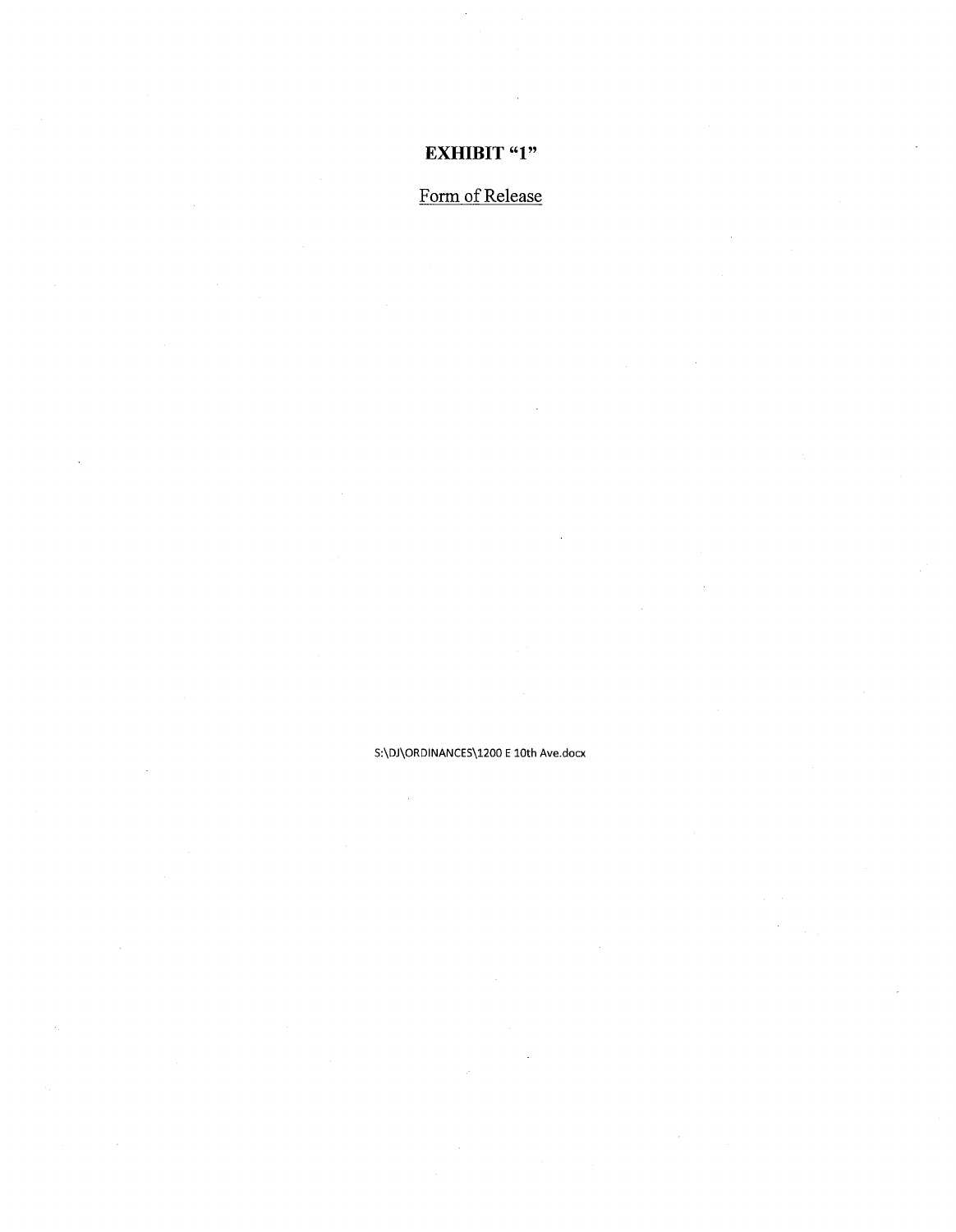# EXHIBIT "1"

Form of Release

S:\DJ\ORDINANCES\1200 E 10th Ave.docx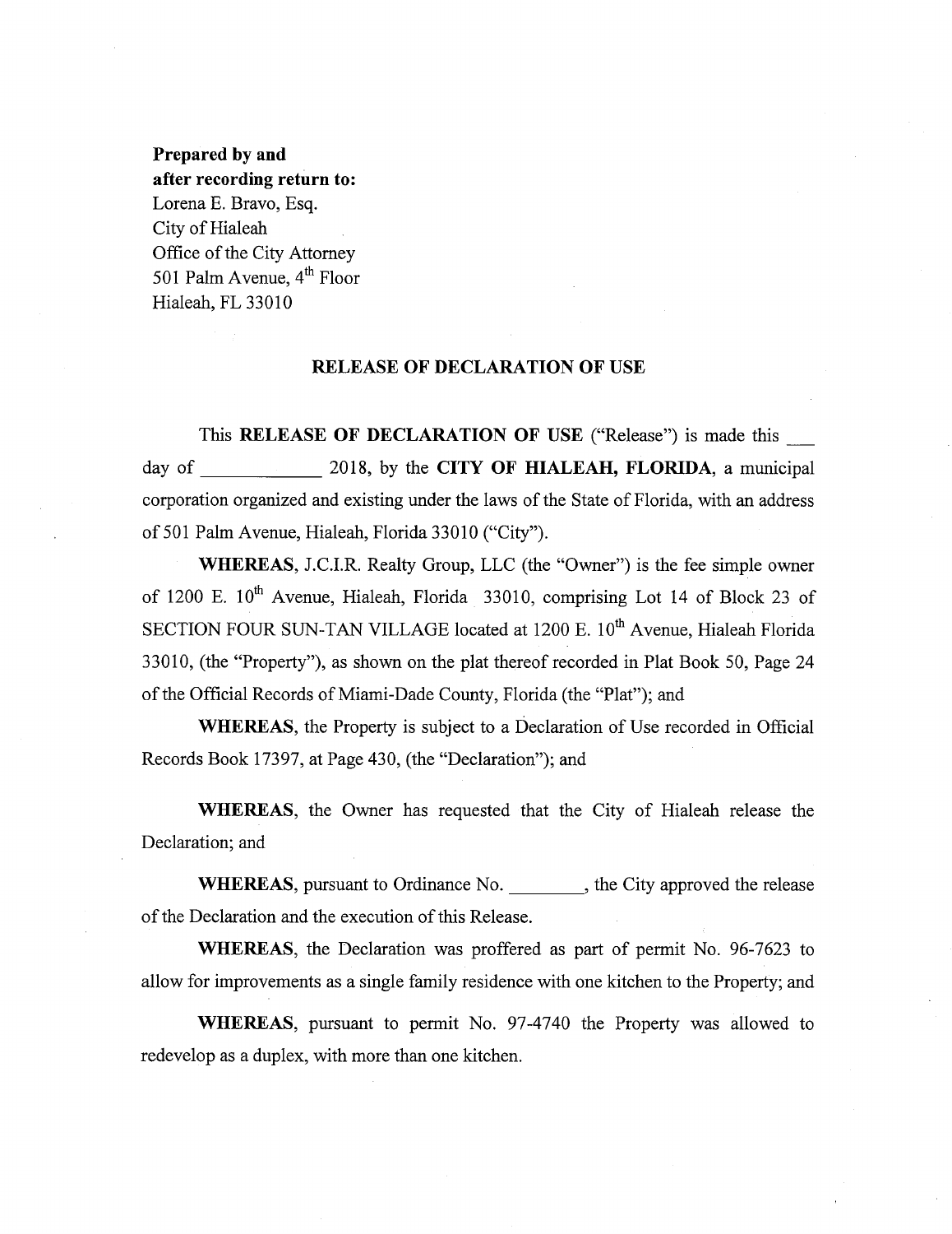**Prepared by and**
**after recording return to:**
Lorena E. Bravo, Esq.
City of Hialeah
Office of the City Attorney
501 Palm Avenue, 4th Floor
Hialeah, FL 33010

## RELEASE OF DECLARATION OF USE

This **RELEASE OF DECLARATION OF USE** ("Release") is made this ___ day of ____________ 2018, by the **CITY OF HIALEAH, FLORIDA**, a municipal corporation organized and existing under the laws of the State of Florida, with an address of 501 Palm Avenue, Hialeah, Florida 33010 ("City").

**WHEREAS**, J.C.I.R. Realty Group, LLC (the "Owner") is the fee simple owner of 1200 E. 10th Avenue, Hialeah, Florida 33010, comprising Lot 14 of Block 23 of SECTION FOUR SUN-TAN VILLAGE located at 1200 E. 10th Avenue, Hialeah Florida 33010, (the "Property"), as shown on the plat thereof recorded in Plat Book 50, Page 24 of the Official Records of Miami-Dade County, Florida (the "Plat"); and

**WHEREAS**, the Property is subject to a Declaration of Use recorded in Official Records Book 17397, at Page 430, (the "Declaration"); and

**WHEREAS**, the Owner has requested that the City of Hialeah release the Declaration; and

**WHEREAS**, pursuant to Ordinance No. ________, the City approved the release of the Declaration and the execution of this Release.

**WHEREAS**, the Declaration was proffered as part of permit No. 96-7623 to allow for improvements as a single family residence with one kitchen to the Property; and

**WHEREAS**, pursuant to permit No. 97-4740 the Property was allowed to redevelop as a duplex, with more than one kitchen.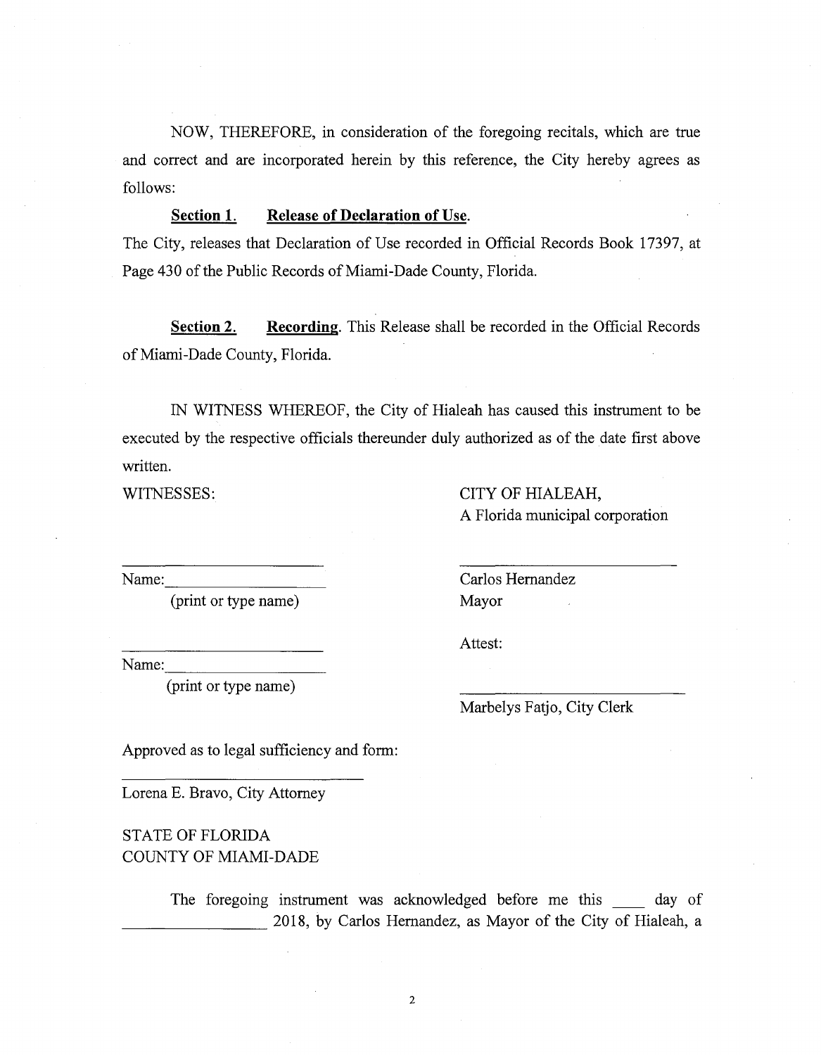NOW, THEREFORE, in consideration of the foregoing recitals, which are true and correct and are incorporated herein by this reference, the City hereby agrees as follows:

**Section 1. Release of Declaration of Use.**

The City, releases that Declaration of Use recorded in Official Records Book 17397, at Page 430 of the Public Records of Miami-Dade County, Florida.

**Section 2. Recording**. This Release shall be recorded in the Official Records of Miami-Dade County, Florida.

IN WITNESS WHEREOF, the City of Hialeah has caused this instrument to be executed by the respective officials thereunder duly authorized as of the date first above written.

WITNESSES:

CITY OF HIALEAH,
A Florida municipal corporation

______________________
Name:__________________
(print or type name)

______________________
Carlos Hernandez
Mayor

______________________
Name:__________________
(print or type name)

Attest:

______________________
Marbelys Fatjo, City Clerk

Approved as to legal sufficiency and form:

______________________
Lorena E. Bravo, City Attorney

STATE OF FLORIDA
COUNTY OF MIAMI-DADE

The foregoing instrument was acknowledged before me this ____ day of ________________ 2018, by Carlos Hernandez, as Mayor of the City of Hialeah, a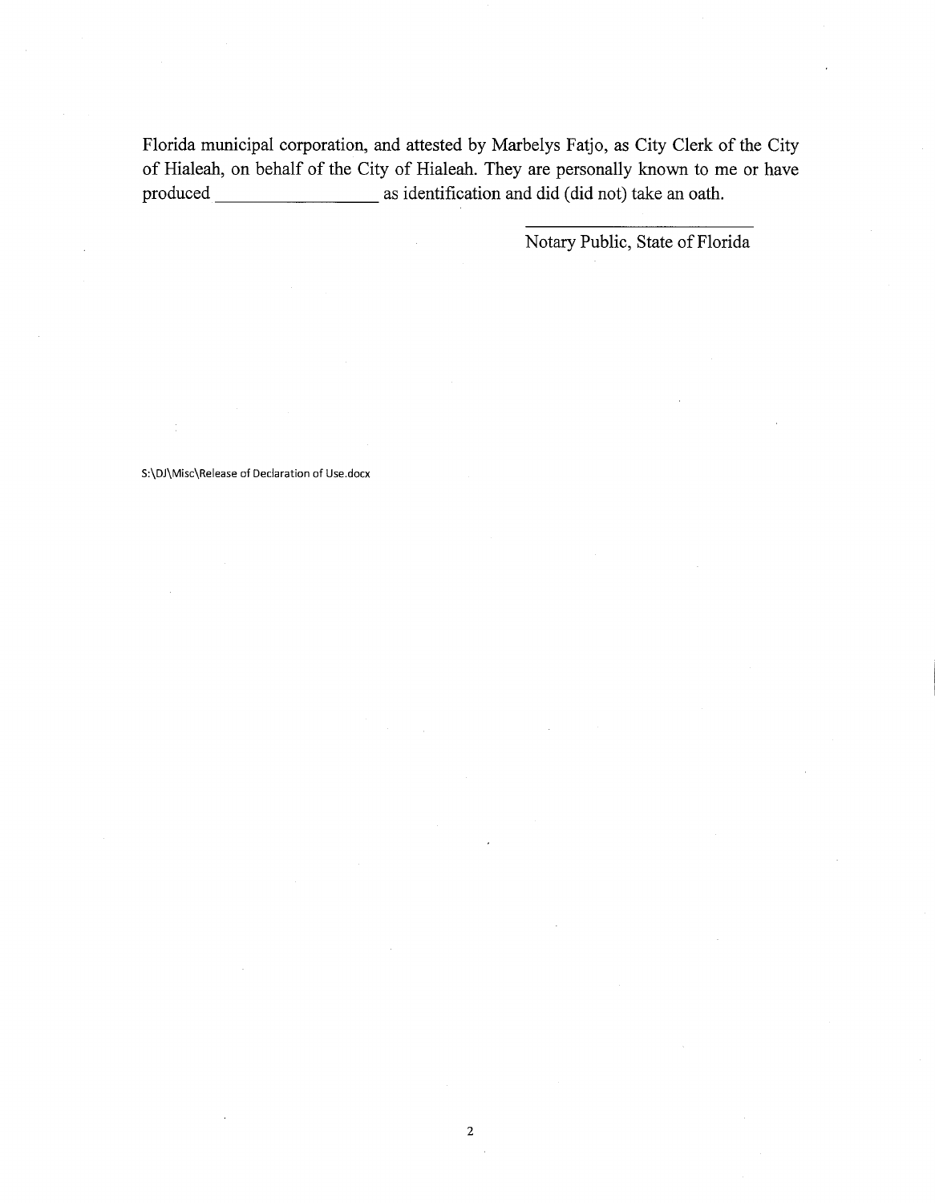Florida municipal corporation, and attested by Marbelys Fatjo, as City Clerk of the City of Hialeah, on behalf of the City of Hialeah. They are personally known to me or have produced __________________ as identification and did (did not) take an oath.

____________________________

Notary Public, State of Florida

S:\DJ\Misc\Release of Declaration of Use.docx